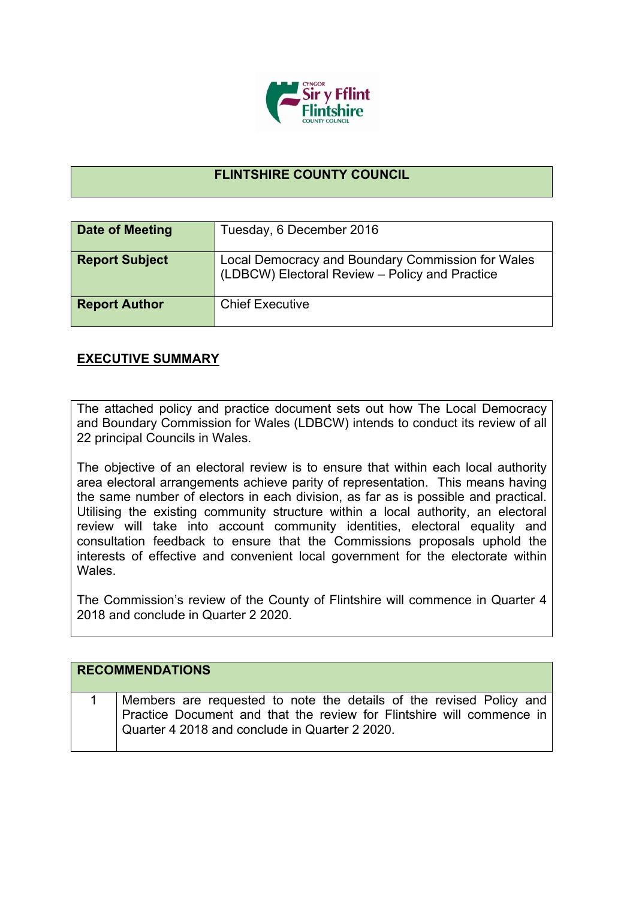# FLINTSHIRE COUNTY COUNCIL

| | |
|---|---|
| **Date of Meeting** | Tuesday, 6 December 2016 |
| **Report Subject** | Local Democracy and Boundary Commission for Wales (LDBCW) Electoral Review – Policy and Practice |
| **Report Author** | Chief Executive |

## EXECUTIVE SUMMARY

The attached policy and practice document sets out how The Local Democracy and Boundary Commission for Wales (LDBCW) intends to conduct its review of all 22 principal Councils in Wales.

The objective of an electoral review is to ensure that within each local authority area electoral arrangements achieve parity of representation. This means having the same number of electors in each division, as far as is possible and practical. Utilising the existing community structure within a local authority, an electoral review will take into account community identities, electoral equality and consultation feedback to ensure that the Commissions proposals uphold the interests of effective and convenient local government for the electorate within Wales.

The Commission's review of the County of Flintshire will commence in Quarter 4 2018 and conclude in Quarter 2 2020.

| **RECOMMENDATIONS** | |
|---|---|
| 1 | Members are requested to note the details of the revised Policy and Practice Document and that the review for Flintshire will commence in Quarter 4 2018 and conclude in Quarter 2 2020. |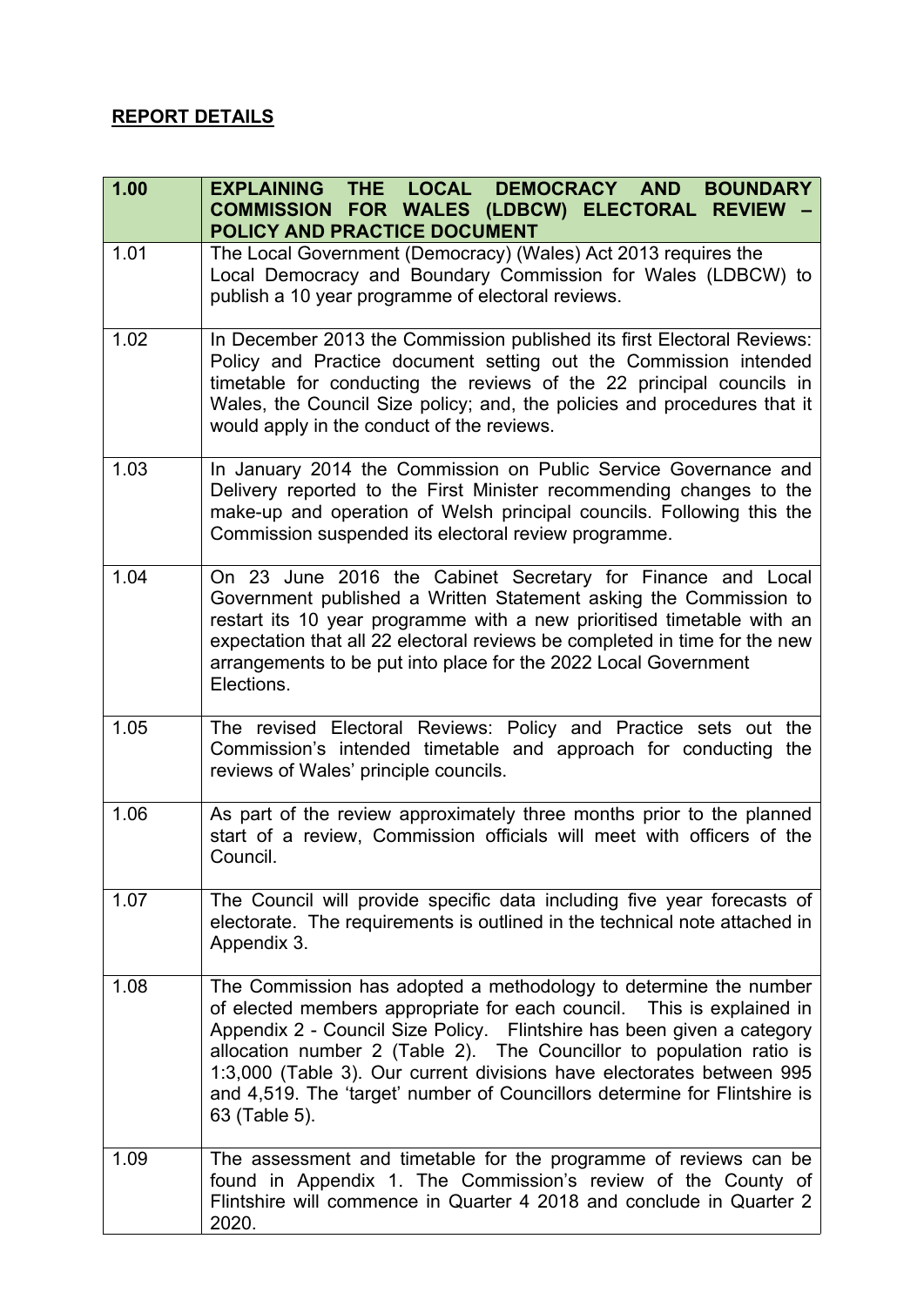**REPORT DETAILS**

| 1.00 | **EXPLAINING THE LOCAL DEMOCRACY AND BOUNDARY COMMISSION FOR WALES (LDBCW) ELECTORAL REVIEW – POLICY AND PRACTICE DOCUMENT** |
|---|---|
| 1.01 | The Local Government (Democracy) (Wales) Act 2013 requires the Local Democracy and Boundary Commission for Wales (LDBCW) to publish a 10 year programme of electoral reviews. |
| 1.02 | In December 2013 the Commission published its first Electoral Reviews: Policy and Practice document setting out the Commission intended timetable for conducting the reviews of the 22 principal councils in Wales, the Council Size policy; and, the policies and procedures that it would apply in the conduct of the reviews. |
| 1.03 | In January 2014 the Commission on Public Service Governance and Delivery reported to the First Minister recommending changes to the make-up and operation of Welsh principal councils. Following this the Commission suspended its electoral review programme. |
| 1.04 | On 23 June 2016 the Cabinet Secretary for Finance and Local Government published a Written Statement asking the Commission to restart its 10 year programme with a new prioritised timetable with an expectation that all 22 electoral reviews be completed in time for the new arrangements to be put into place for the 2022 Local Government Elections. |
| 1.05 | The revised Electoral Reviews: Policy and Practice sets out the Commission's intended timetable and approach for conducting the reviews of Wales' principle councils. |
| 1.06 | As part of the review approximately three months prior to the planned start of a review, Commission officials will meet with officers of the Council. |
| 1.07 | The Council will provide specific data including five year forecasts of electorate. The requirements is outlined in the technical note attached in Appendix 3. |
| 1.08 | The Commission has adopted a methodology to determine the number of elected members appropriate for each council. This is explained in Appendix 2 - Council Size Policy. Flintshire has been given a category allocation number 2 (Table 2). The Councillor to population ratio is 1:3,000 (Table 3). Our current divisions have electorates between 995 and 4,519. The 'target' number of Councillors determine for Flintshire is 63 (Table 5). |
| 1.09 | The assessment and timetable for the programme of reviews can be found in Appendix 1. The Commission's review of the County of Flintshire will commence in Quarter 4 2018 and conclude in Quarter 2 2020. |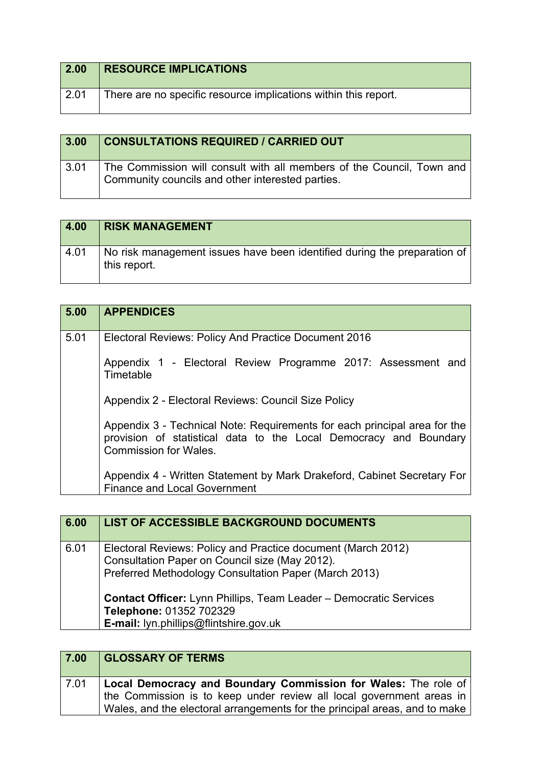| 2.00 | RESOURCE IMPLICATIONS |
|---|---|
| 2.01 | There are no specific resource implications within this report. |

| 3.00 | CONSULTATIONS REQUIRED / CARRIED OUT |
|---|---|
| 3.01 | The Commission will consult with all members of the Council, Town and Community councils and other interested parties. |

| 4.00 | RISK MANAGEMENT |
|---|---|
| 4.01 | No risk management issues have been identified during the preparation of this report. |

| 5.00 | APPENDICES |
|---|---|
| 5.01 | Electoral Reviews: Policy And Practice Document 2016<br><br>Appendix 1 - Electoral Review Programme 2017: Assessment and Timetable<br><br>Appendix 2 - Electoral Reviews: Council Size Policy<br><br>Appendix 3 - Technical Note: Requirements for each principal area for the provision of statistical data to the Local Democracy and Boundary Commission for Wales.<br><br>Appendix 4 - Written Statement by Mark Drakeford, Cabinet Secretary For Finance and Local Government |

| 6.00 | LIST OF ACCESSIBLE BACKGROUND DOCUMENTS |
|---|---|
| 6.01 | Electoral Reviews: Policy and Practice document (March 2012)<br>Consultation Paper on Council size (May 2012).<br>Preferred Methodology Consultation Paper (March 2013)<br><br>**Contact Officer:** Lynn Phillips, Team Leader – Democratic Services<br>**Telephone:** 01352 702329<br>**E-mail:** lyn.phillips@flintshire.gov.uk |

| 7.00 | GLOSSARY OF TERMS |
|---|---|
| 7.01 | **Local Democracy and Boundary Commission for Wales:** The role of the Commission is to keep under review all local government areas in Wales, and the electoral arrangements for the principal areas, and to make |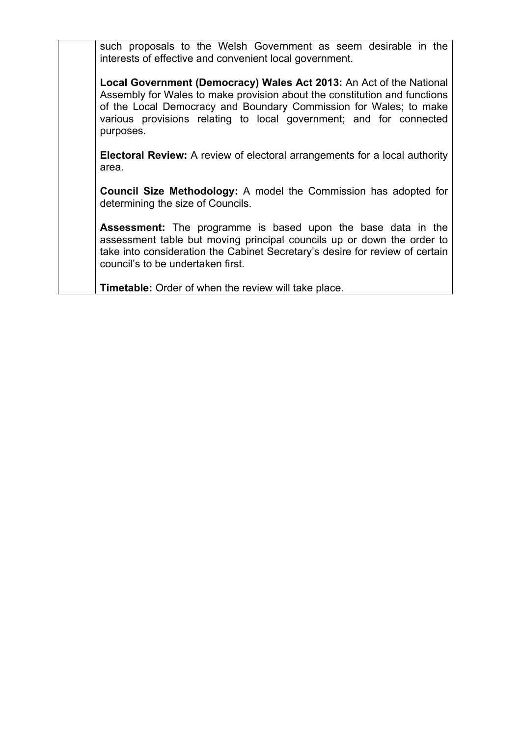| | |
|---|---|
| | such proposals to the Welsh Government as seem desirable in the interests of effective and convenient local government.<br><br>**Local Government (Democracy) Wales Act 2013:** An Act of the National Assembly for Wales to make provision about the constitution and functions of the Local Democracy and Boundary Commission for Wales; to make various provisions relating to local government; and for connected purposes.<br><br>**Electoral Review:** A review of electoral arrangements for a local authority area.<br><br>**Council Size Methodology:** A model the Commission has adopted for determining the size of Councils.<br><br>**Assessment:** The programme is based upon the base data in the assessment table but moving principal councils up or down the order to take into consideration the Cabinet Secretary's desire for review of certain council's to be undertaken first.<br><br>**Timetable:** Order of when the review will take place. |